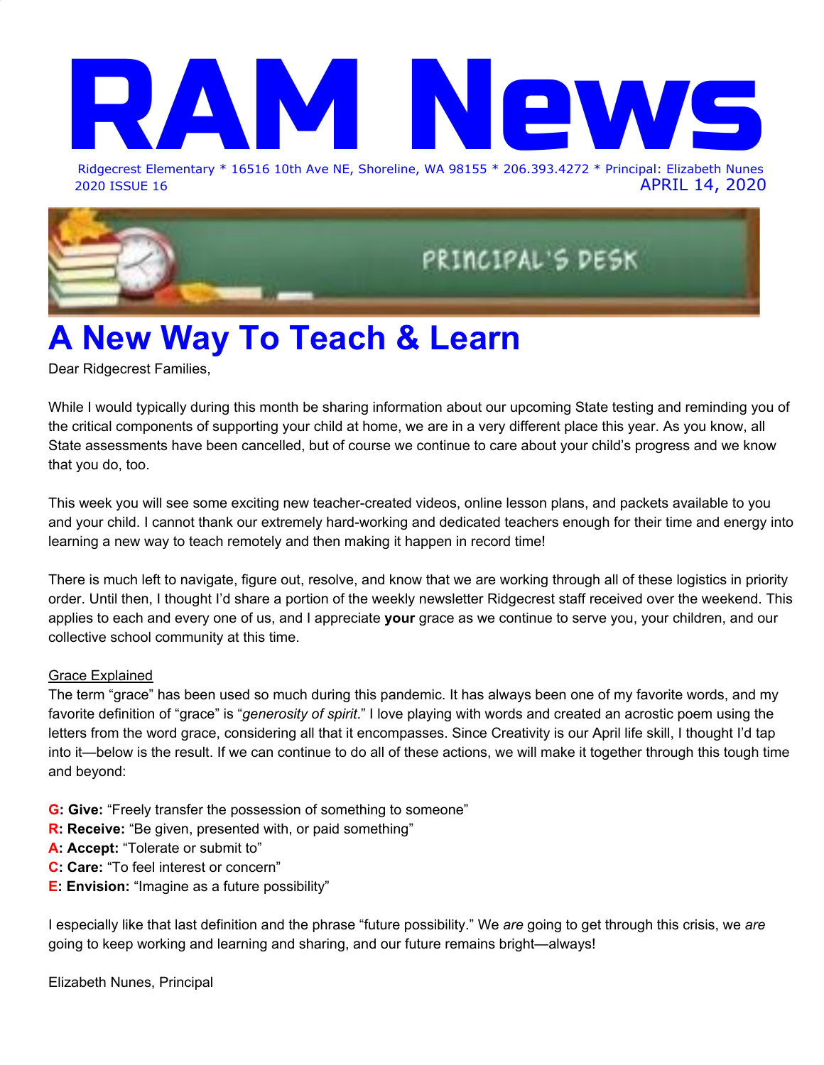# RAM News

Ridgecrest Elementary * 16516 10th Ave NE, Shoreline, WA 98155 * 206.393.4272 * Principal: Elizabeth Nunes
2020 ISSUE 16 APRIL 14, 2020

PRINCIPAL'S DESK

## A New Way To Teach & Learn

Dear Ridgecrest Families,

While I would typically during this month be sharing information about our upcoming State testing and reminding you of the critical components of supporting your child at home, we are in a very different place this year. As you know, all State assessments have been cancelled, but of course we continue to care about your child's progress and we know that you do, too.

This week you will see some exciting new teacher-created videos, online lesson plans, and packets available to you and your child. I cannot thank our extremely hard-working and dedicated teachers enough for their time and energy into learning a new way to teach remotely and then making it happen in record time!

There is much left to navigate, figure out, resolve, and know that we are working through all of these logistics in priority order. Until then, I thought I'd share a portion of the weekly newsletter Ridgecrest staff received over the weekend. This applies to each and every one of us, and I appreciate **your** grace as we continue to serve you, your children, and our collective school community at this time.

Grace Explained

The term "grace" has been used so much during this pandemic. It has always been one of my favorite words, and my favorite definition of "grace" is "*generosity of spirit*." I love playing with words and created an acrostic poem using the letters from the word grace, considering all that it encompasses. Since Creativity is our April life skill, I thought I'd tap into it—below is the result. If we can continue to do all of these actions, we will make it together through this tough time and beyond:

**G: Give:** "Freely transfer the possession of something to someone"
**R: Receive:** "Be given, presented with, or paid something"
**A: Accept:** "Tolerate or submit to"
**C: Care:** "To feel interest or concern"
**E: Envision:** "Imagine as a future possibility"

I especially like that last definition and the phrase "future possibility." We *are* going to get through this crisis, we *are* going to keep working and learning and sharing, and our future remains bright—always!

Elizabeth Nunes, Principal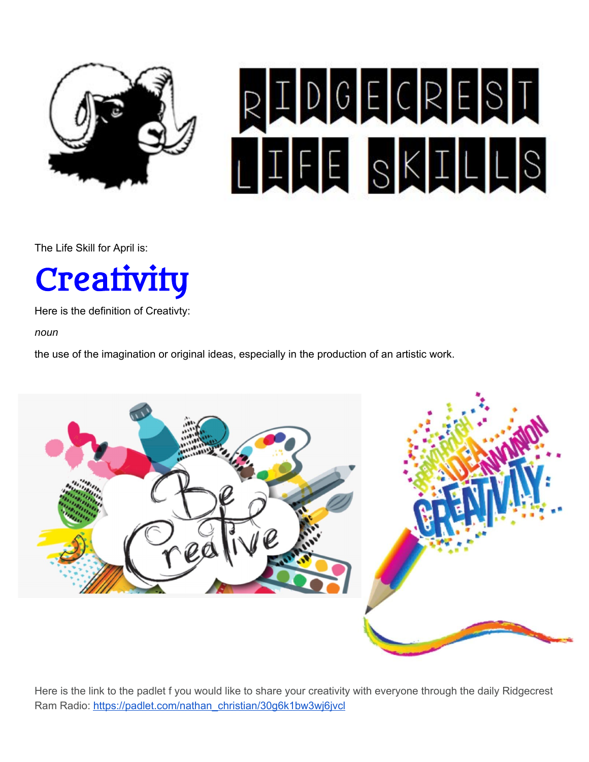# RIDGECREST LIFE SKILLS

The Life Skill for April is:

## Creativity

Here is the definition of Creativty:

*noun*

the use of the imagination or original ideas, especially in the production of an artistic work.

Here is the link to the padlet f you would like to share your creativity with everyone through the daily Ridgecrest Ram Radio: [https://padlet.com/nathan_christian/30g6k1bw3wj6jvcl](https://padlet.com/nathan_christian/30g6k1bw3wj6jvcl)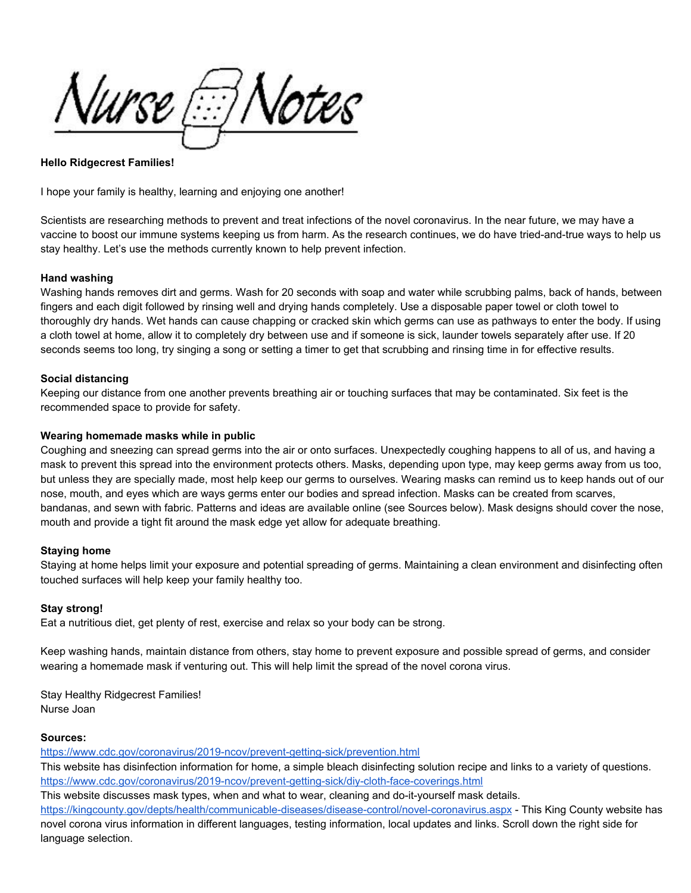# Nurse Notes

**Hello Ridgecrest Families!**

I hope your family is healthy, learning and enjoying one another!

Scientists are researching methods to prevent and treat infections of the novel coronavirus. In the near future, we may have a vaccine to boost our immune systems keeping us from harm. As the research continues, we do have tried-and-true ways to help us stay healthy. Let's use the methods currently known to help prevent infection.

**Hand washing**

Washing hands removes dirt and germs. Wash for 20 seconds with soap and water while scrubbing palms, back of hands, between fingers and each digit followed by rinsing well and drying hands completely. Use a disposable paper towel or cloth towel to thoroughly dry hands. Wet hands can cause chapping or cracked skin which germs can use as pathways to enter the body. If using a cloth towel at home, allow it to completely dry between use and if someone is sick, launder towels separately after use. If 20 seconds seems too long, try singing a song or setting a timer to get that scrubbing and rinsing time in for effective results.

**Social distancing**

Keeping our distance from one another prevents breathing air or touching surfaces that may be contaminated. Six feet is the recommended space to provide for safety.

**Wearing homemade masks while in public**

Coughing and sneezing can spread germs into the air or onto surfaces. Unexpectedly coughing happens to all of us, and having a mask to prevent this spread into the environment protects others. Masks, depending upon type, may keep germs away from us too, but unless they are specially made, most help keep our germs to ourselves. Wearing masks can remind us to keep hands out of our nose, mouth, and eyes which are ways germs enter our bodies and spread infection. Masks can be created from scarves, bandanas, and sewn with fabric. Patterns and ideas are available online (see Sources below). Mask designs should cover the nose, mouth and provide a tight fit around the mask edge yet allow for adequate breathing.

**Staying home**

Staying at home helps limit your exposure and potential spreading of germs. Maintaining a clean environment and disinfecting often touched surfaces will help keep your family healthy too.

**Stay strong!**

Eat a nutritious diet, get plenty of rest, exercise and relax so your body can be strong.

Keep washing hands, maintain distance from others, stay home to prevent exposure and possible spread of germs, and consider wearing a homemade mask if venturing out. This will help limit the spread of the novel corona virus.

Stay Healthy Ridgecrest Families!
Nurse Joan

**Sources:**

https://www.cdc.gov/coronavirus/2019-ncov/prevent-getting-sick/prevention.html
This website has disinfection information for home, a simple bleach disinfecting solution recipe and links to a variety of questions.
https://www.cdc.gov/coronavirus/2019-ncov/prevent-getting-sick/diy-cloth-face-coverings.html
This website discusses mask types, when and what to wear, cleaning and do-it-yourself mask details.
https://kingcounty.gov/depts/health/communicable-diseases/disease-control/novel-coronavirus.aspx - This King County website has novel corona virus information in different languages, testing information, local updates and links. Scroll down the right side for language selection.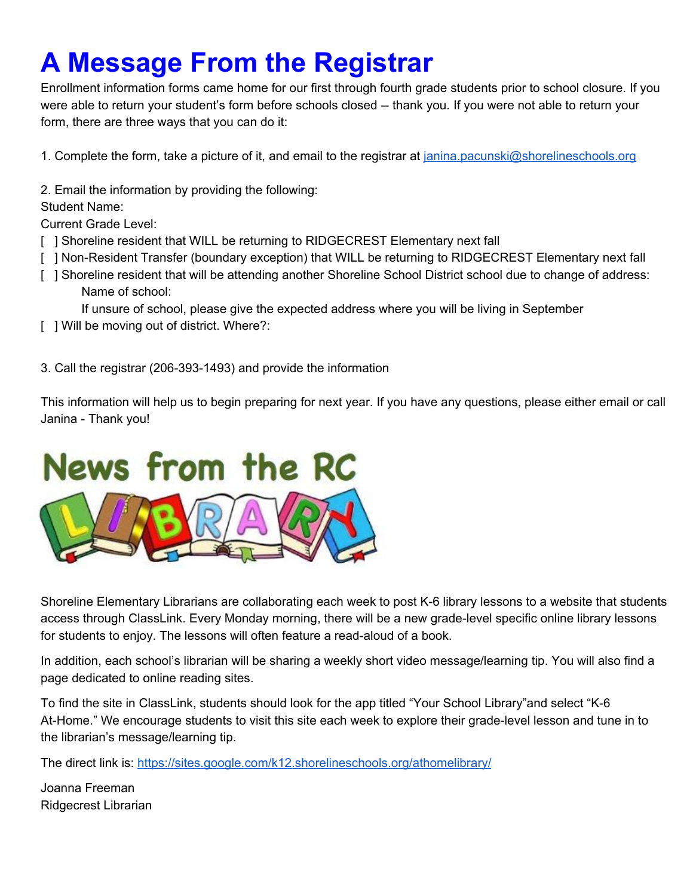# A Message From the Registrar

Enrollment information forms came home for our first through fourth grade students prior to school closure. If you were able to return your student's form before schools closed -- thank you. If you were not able to return your form, there are three ways that you can do it:

1. Complete the form, take a picture of it, and email to the registrar at janina.pacunski@shorelineschools.org

2. Email the information by providing the following:
Student Name:
Current Grade Level:
[ ] Shoreline resident that WILL be returning to RIDGECREST Elementary next fall
[ ] Non-Resident Transfer (boundary exception) that WILL be returning to RIDGECREST Elementary next fall
[ ] Shoreline resident that will be attending another Shoreline School District school due to change of address:
    Name of school:
    If unsure of school, please give the expected address where you will be living in September
[ ] Will be moving out of district. Where?:

3. Call the registrar (206-393-1493) and provide the information

This information will help us to begin preparing for next year. If you have any questions, please either email or call Janina - Thank you!

# News from the RC LIBRARY

Shoreline Elementary Librarians are collaborating each week to post K-6 library lessons to a website that students access through ClassLink. Every Monday morning, there will be a new grade-level specific online library lessons for students to enjoy. The lessons will often feature a read-aloud of a book.

In addition, each school's librarian will be sharing a weekly short video message/learning tip. You will also find a page dedicated to online reading sites.

To find the site in ClassLink, students should look for the app titled "Your School Library"and select "K-6 At-Home." We encourage students to visit this site each week to explore their grade-level lesson and tune in to the librarian's message/learning tip.

The direct link is: https://sites.google.com/k12.shorelineschools.org/athomelibrary/

Joanna Freeman
Ridgecrest Librarian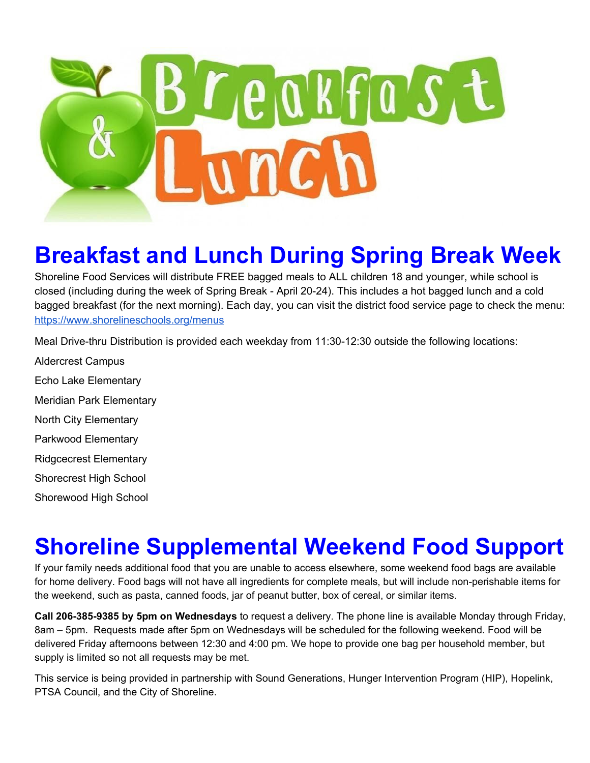# Breakfast and Lunch During Spring Break Week

Shoreline Food Services will distribute FREE bagged meals to ALL children 18 and younger, while school is closed (including during the week of Spring Break - April 20-24). This includes a hot bagged lunch and a cold bagged breakfast (for the next morning). Each day, you can visit the district food service page to check the menu: https://www.shorelineschools.org/menus

Meal Drive-thru Distribution is provided each weekday from 11:30-12:30 outside the following locations:

Aldercrest Campus

Echo Lake Elementary

Meridian Park Elementary

North City Elementary

Parkwood Elementary

Ridgcecrest Elementary

Shorecrest High School

Shorewood High School

# Shoreline Supplemental Weekend Food Support

If your family needs additional food that you are unable to access elsewhere, some weekend food bags are available for home delivery. Food bags will not have all ingredients for complete meals, but will include non-perishable items for the weekend, such as pasta, canned foods, jar of peanut butter, box of cereal, or similar items.

**Call 206-385-9385 by 5pm on Wednesdays** to request a delivery. The phone line is available Monday through Friday, 8am – 5pm. Requests made after 5pm on Wednesdays will be scheduled for the following weekend. Food will be delivered Friday afternoons between 12:30 and 4:00 pm. We hope to provide one bag per household member, but supply is limited so not all requests may be met.

This service is being provided in partnership with Sound Generations, Hunger Intervention Program (HIP), Hopelink, PTSA Council, and the City of Shoreline.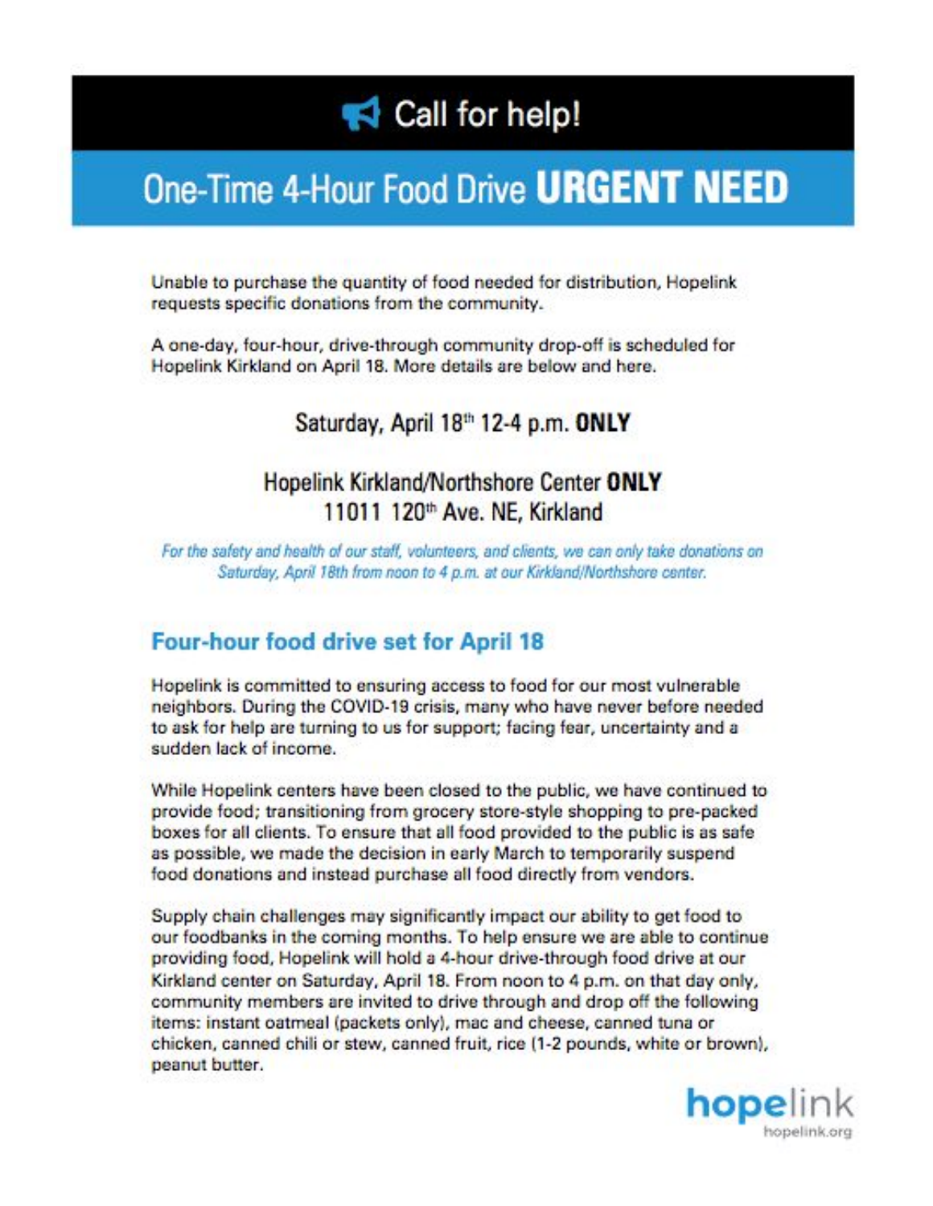# Call for help!

## One-Time 4-Hour Food Drive **URGENT NEED**

Unable to purchase the quantity of food needed for distribution, Hopelink requests specific donations from the community.

A one-day, four-hour, drive-through community drop-off is scheduled for Hopelink Kirkland on April 18. More details are below and here.

Saturday, April 18th 12-4 p.m. **ONLY**

Hopelink Kirkland/Northshore Center **ONLY**
11011 120th Ave. NE, Kirkland

*For the safety and health of our staff, volunteers, and clients, we can only take donations on Saturday, April 18th from noon to 4 p.m. at our Kirkland/Northshore center.*

## Four-hour food drive set for April 18

Hopelink is committed to ensuring access to food for our most vulnerable neighbors. During the COVID-19 crisis, many who have never before needed to ask for help are turning to us for support; facing fear, uncertainty and a sudden lack of income.

While Hopelink centers have been closed to the public, we have continued to provide food; transitioning from grocery store-style shopping to pre-packed boxes for all clients. To ensure that all food provided to the public is as safe as possible, we made the decision in early March to temporarily suspend food donations and instead purchase all food directly from vendors.

Supply chain challenges may significantly impact our ability to get food to our foodbanks in the coming months. To help ensure we are able to continue providing food, Hopelink will hold a 4-hour drive-through food drive at our Kirkland center on Saturday, April 18. From noon to 4 p.m. on that day only, community members are invited to drive through and drop off the following items: instant oatmeal (packets only), mac and cheese, canned tuna or chicken, canned chili or stew, canned fruit, rice (1-2 pounds, white or brown), peanut butter.

hopelink
hopelink.org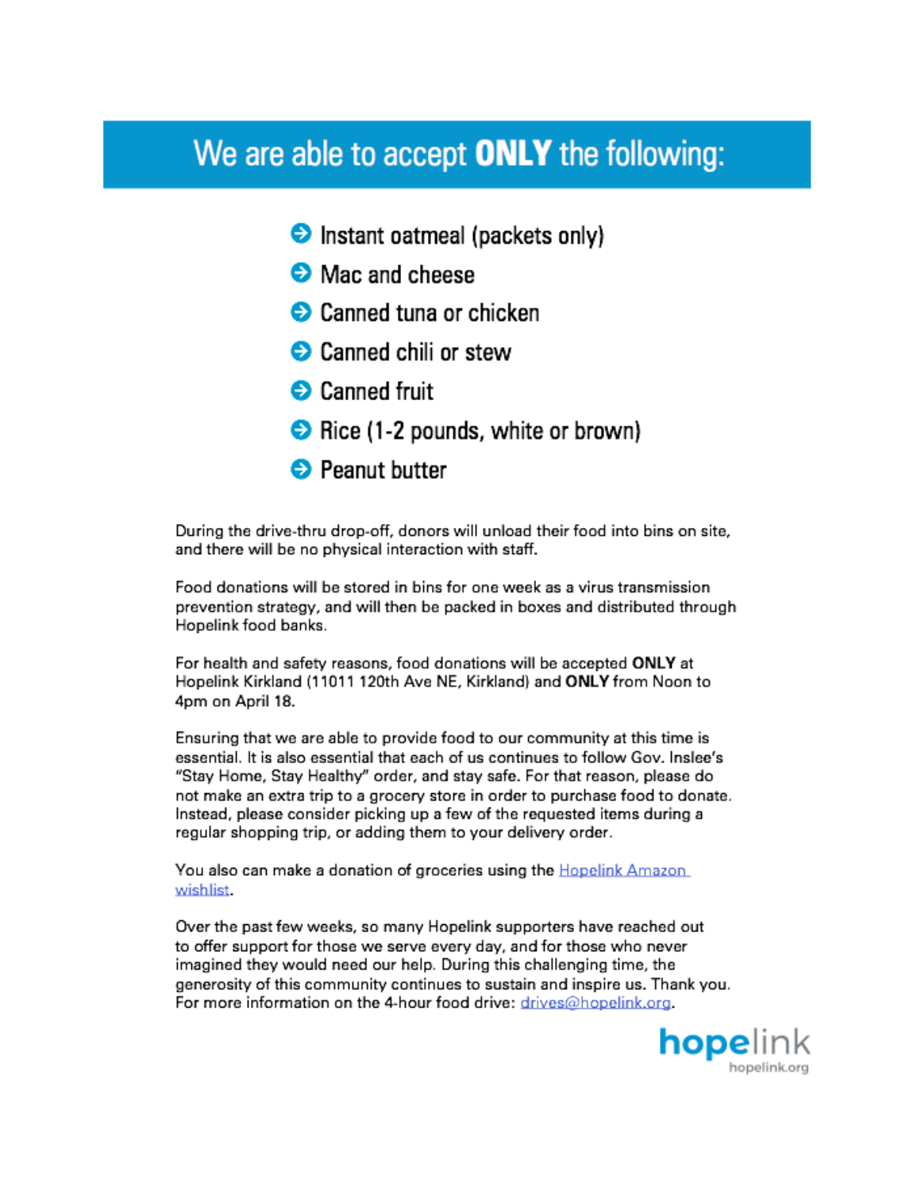## We are able to accept **ONLY** the following:

- Instant oatmeal (packets only)
- Mac and cheese
- Canned tuna or chicken
- Canned chili or stew
- Canned fruit
- Rice (1-2 pounds, white or brown)
- Peanut butter

During the drive-thru drop-off, donors will unload their food into bins on site, and there will be no physical interaction with staff.

Food donations will be stored in bins for one week as a virus transmission prevention strategy, and will then be packed in boxes and distributed through Hopelink food banks.

For health and safety reasons, food donations will be accepted **ONLY** at Hopelink Kirkland (11011 120th Ave NE, Kirkland) and **ONLY** from Noon to 4pm on April 18.

Ensuring that we are able to provide food to our community at this time is essential. It is also essential that each of us continues to follow Gov. Inslee's "Stay Home, Stay Healthy" order, and stay safe. For that reason, please do not make an extra trip to a grocery store in order to purchase food to donate. Instead, please consider picking up a few of the requested items during a regular shopping trip, or adding them to your delivery order.

You also can make a donation of groceries using the Hopelink Amazon wishlist.

Over the past few weeks, so many Hopelink supporters have reached out to offer support for those we serve every day, and for those who never imagined they would need our help. During this challenging time, the generosity of this community continues to sustain and inspire us. Thank you. For more information on the 4-hour food drive: drives@hopelink.org.

hopelink
hopelink.org